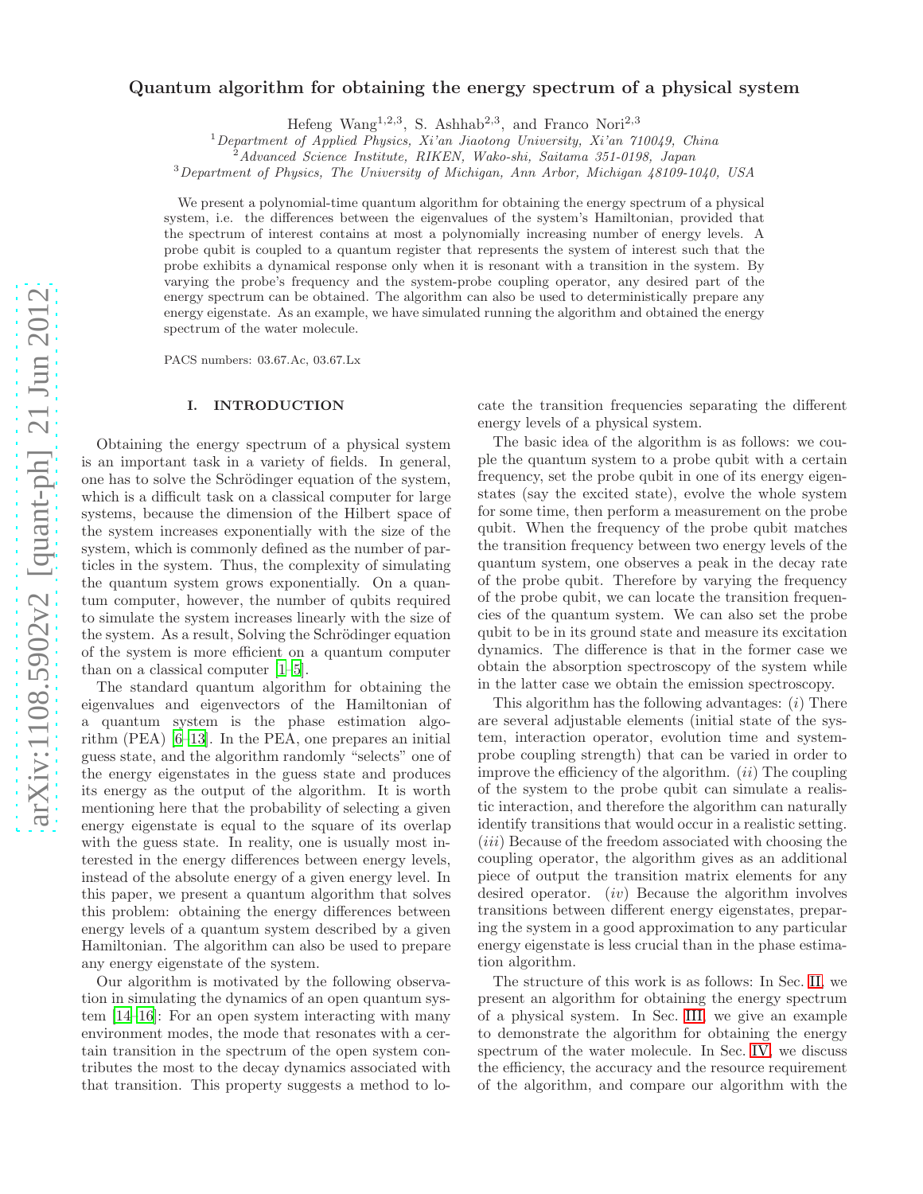# Quantum algorithm for obtaining the energy spectrum of a physical system

Hefeng Wang[1,2,3], S. Ashhab[2,3], and Franco Nori[2,3]

[1] *Department of Applied Physics, Xi'an Jiaotong University, Xi'an 710049, China*
[2] *Advanced Science Institute, RIKEN, Wako-shi, Saitama 351-0198, Japan*
[3] *Department of Physics, The University of Michigan, Ann Arbor, Michigan 48109-1040, USA*

We present a polynomial-time quantum algorithm for obtaining the energy spectrum of a physical system, i.e. the differences between the eigenvalues of the system's Hamiltonian, provided that the spectrum of interest contains at most a polynomially increasing number of energy levels. A probe qubit is coupled to a quantum register that represents the system of interest such that the probe exhibits a dynamical response only when it is resonant with a transition in the system. By varying the probe's frequency and the system-probe coupling operator, any desired part of the energy spectrum can be obtained. The algorithm can also be used to deterministically prepare any energy eigenstate. As an example, we have simulated running the algorithm and obtained the energy spectrum of the water molecule.

PACS numbers: 03.67.Ac, 03.67.Lx

## I. INTRODUCTION

Obtaining the energy spectrum of a physical system is an important task in a variety of fields. In general, one has to solve the Schrödinger equation of the system, which is a difficult task on a classical computer for large systems, because the dimension of the Hilbert space of the system increases exponentially with the size of the system, which is commonly defined as the number of particles in the system. Thus, the complexity of simulating the quantum system grows exponentially. On a quantum computer, however, the number of qubits required to simulate the system increases linearly with the size of the system. As a result, Solving the Schrödinger equation of the system is more efficient on a quantum computer than on a classical computer [1–5].

The standard quantum algorithm for obtaining the eigenvalues and eigenvectors of the Hamiltonian of a quantum system is the phase estimation algorithm (PEA) [6–13]. In the PEA, one prepares an initial guess state, and the algorithm randomly "selects" one of the energy eigenstates in the guess state and produces its energy as the output of the algorithm. It is worth mentioning here that the probability of selecting a given energy eigenstate is equal to the square of its overlap with the guess state. In reality, one is usually most interested in the energy differences between energy levels, instead of the absolute energy of a given energy level. In this paper, we present a quantum algorithm that solves this problem: obtaining the energy differences between energy levels of a quantum system described by a given Hamiltonian. The algorithm can also be used to prepare any energy eigenstate of the system.

Our algorithm is motivated by the following observation in simulating the dynamics of an open quantum system [14–16]: For an open system interacting with many environment modes, the mode that resonates with a certain transition in the spectrum of the open system contributes the most to the decay dynamics associated with that transition. This property suggests a method to locate the transition frequencies separating the different energy levels of a physical system.

The basic idea of the algorithm is as follows: we couple the quantum system to a probe qubit with a certain frequency, set the probe qubit in one of its energy eigenstates (say the excited state), evolve the whole system for some time, then perform a measurement on the probe qubit. When the frequency of the probe qubit matches the transition frequency between two energy levels of the quantum system, one observes a peak in the decay rate of the probe qubit. Therefore by varying the frequency of the probe qubit, we can locate the transition frequencies of the quantum system. We can also set the probe qubit to be in its ground state and measure its excitation dynamics. The difference is that in the former case we obtain the absorption spectroscopy of the system while in the latter case we obtain the emission spectroscopy.

This algorithm has the following advantages: (*i*) There are several adjustable elements (initial state of the system, interaction operator, evolution time and system-probe coupling strength) that can be varied in order to improve the efficiency of the algorithm. (*ii*) The coupling of the system to the probe qubit can simulate a realistic interaction, and therefore the algorithm can naturally identify transitions that would occur in a realistic setting. (*iii*) Because of the freedom associated with choosing the coupling operator, the algorithm gives as an additional piece of output the transition matrix elements for any desired operator. (*iv*) Because the algorithm involves transitions between different energy eigenstates, preparing the system in a good approximation to any particular energy eigenstate is less crucial than in the phase estimation algorithm.

The structure of this work is as follows: In Sec. II, we present an algorithm for obtaining the energy spectrum of a physical system. In Sec. III, we give an example to demonstrate the algorithm for obtaining the energy spectrum of the water molecule. In Sec. IV, we discuss the efficiency, the accuracy and the resource requirement of the algorithm, and compare our algorithm with the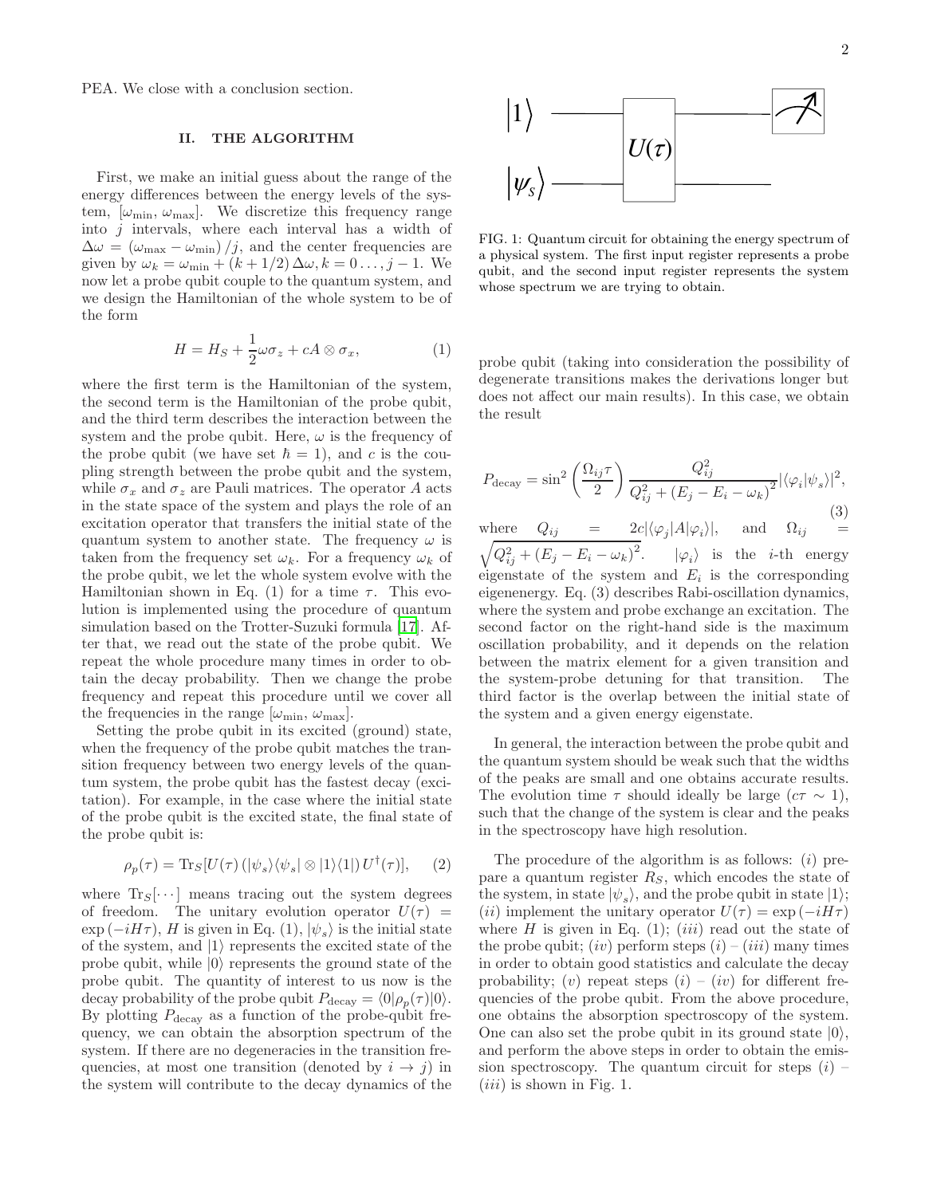PEA. We close with a conclusion section.

## II. THE ALGORITHM

First, we make an initial guess about the range of the energy differences between the energy levels of the system, $[\omega_{\min}, \omega_{\max}]$. We discretize this frequency range into $j$ intervals, where each interval has a width of $\Delta\omega = (\omega_{\max} - \omega_{\min})/j$, and the center frequencies are given by $\omega_k = \omega_{\min} + (k + 1/2)\Delta\omega, k = 0 \ldots, j-1$. We now let a probe qubit couple to the quantum system, and we design the Hamiltonian of the whole system to be of the form

$$H = H_S + \frac{1}{2}\omega\sigma_z + cA \otimes \sigma_x, \tag{1}$$

where the first term is the Hamiltonian of the system, the second term is the Hamiltonian of the probe qubit, and the third term describes the interaction between the system and the probe qubit. Here, $\omega$ is the frequency of the probe qubit (we have set $\hbar = 1$), and $c$ is the coupling strength between the probe qubit and the system, while $\sigma_x$ and $\sigma_z$ are Pauli matrices. The operator $A$ acts in the state space of the system and plays the role of an excitation operator that transfers the initial state of the quantum system to another state. The frequency $\omega$ is taken from the frequency set $\omega_k$. For a frequency $\omega_k$ of the probe qubit, we let the whole system evolve with the Hamiltonian shown in Eq. (1) for a time $\tau$. This evolution is implemented using the procedure of quantum simulation based on the Trotter-Suzuki formula [17]. After that, we read out the state of the probe qubit. We repeat the whole procedure many times in order to obtain the decay probability. Then we change the probe frequency and repeat this procedure until we cover all the frequencies in the range $[\omega_{\min}, \omega_{\max}]$.

Setting the probe qubit in its excited (ground) state, when the frequency of the probe qubit matches the transition frequency between two energy levels of the quantum system, the probe qubit has the fastest decay (excitation). For example, in the case where the initial state of the probe qubit is the excited state, the final state of the probe qubit is:

$$\rho_p(\tau) = \mathrm{Tr}_S[U(\tau)\left(|\psi_s\rangle\langle\psi_s| \otimes |1\rangle\langle 1|\right)U^\dagger(\tau)], \tag{2}$$

where $\mathrm{Tr}_S[\cdots]$ means tracing out the system degrees of freedom. The unitary evolution operator $U(\tau) = \exp(-iH\tau)$, $H$ is given in Eq. (1), $|\psi_s\rangle$ is the initial state of the system, and $|1\rangle$ represents the excited state of the probe qubit, while $|0\rangle$ represents the ground state of the probe qubit. The quantity of interest to us now is the decay probability of the probe qubit $P_{\mathrm{decay}} = \langle 0|\rho_p(\tau)|0\rangle$. By plotting $P_{\mathrm{decay}}$ as a function of the probe-qubit frequency, we can obtain the absorption spectrum of the system. If there are no degeneracies in the transition frequencies, at most one transition (denoted by $i \rightarrow j$) in the system will contribute to the decay dynamics of the probe qubit (taking into consideration the possibility of degenerate transitions makes the derivations longer but does not affect our main results). In this case, we obtain the result

$$P_{\mathrm{decay}} = \sin^2\left(\frac{\Omega_{ij}\tau}{2}\right)\frac{Q_{ij}^2}{Q_{ij}^2 + (E_j - E_i - \omega_k)^2}|\langle\varphi_i|\psi_s\rangle|^2, \tag{3}$$

where $Q_{ij} = 2c|\langle\varphi_j|A|\varphi_i\rangle|$, and $\Omega_{ij} = \sqrt{Q_{ij}^2 + (E_j - E_i - \omega_k)^2}$. $|\varphi_i\rangle$ is the $i$-th energy eigenstate of the system and $E_i$ is the corresponding eigenenergy. Eq. (3) describes Rabi-oscillation dynamics, where the system and probe exchange an excitation. The second factor on the right-hand side is the maximum oscillation probability, and it depends on the relation between the matrix element for a given transition and the system-probe detuning for that transition. The third factor is the overlap between the initial state of the system and a given energy eigenstate.

In general, the interaction between the probe qubit and the quantum system should be weak such that the widths of the peaks are small and one obtains accurate results. The evolution time $\tau$ should ideally be large ($c\tau \sim 1$), such that the change of the system is clear and the peaks in the spectroscopy have high resolution.

The procedure of the algorithm is as follows: $(i)$ prepare a quantum register $R_S$, which encodes the state of the system, in state $|\psi_s\rangle$, and the probe qubit in state $|1\rangle$; $(ii)$ implement the unitary operator $U(\tau) = \exp(-iH\tau)$ where $H$ is given in Eq. (1); $(iii)$ read out the state of the probe qubit; $(iv)$ perform steps $(i)$ – $(iii)$ many times in order to obtain good statistics and calculate the decay probability; $(v)$ repeat steps $(i)$ – $(iv)$ for different frequencies of the probe qubit. From the above procedure, one obtains the absorption spectroscopy of the system. One can also set the probe qubit in its ground state $|0\rangle$, and perform the above steps in order to obtain the emission spectroscopy. The quantum circuit for steps $(i)$ – $(iii)$ is shown in Fig. 1.

FIG. 1: Quantum circuit for obtaining the energy spectrum of a physical system. The first input register represents a probe qubit, and the second input register represents the system whose spectrum we are trying to obtain.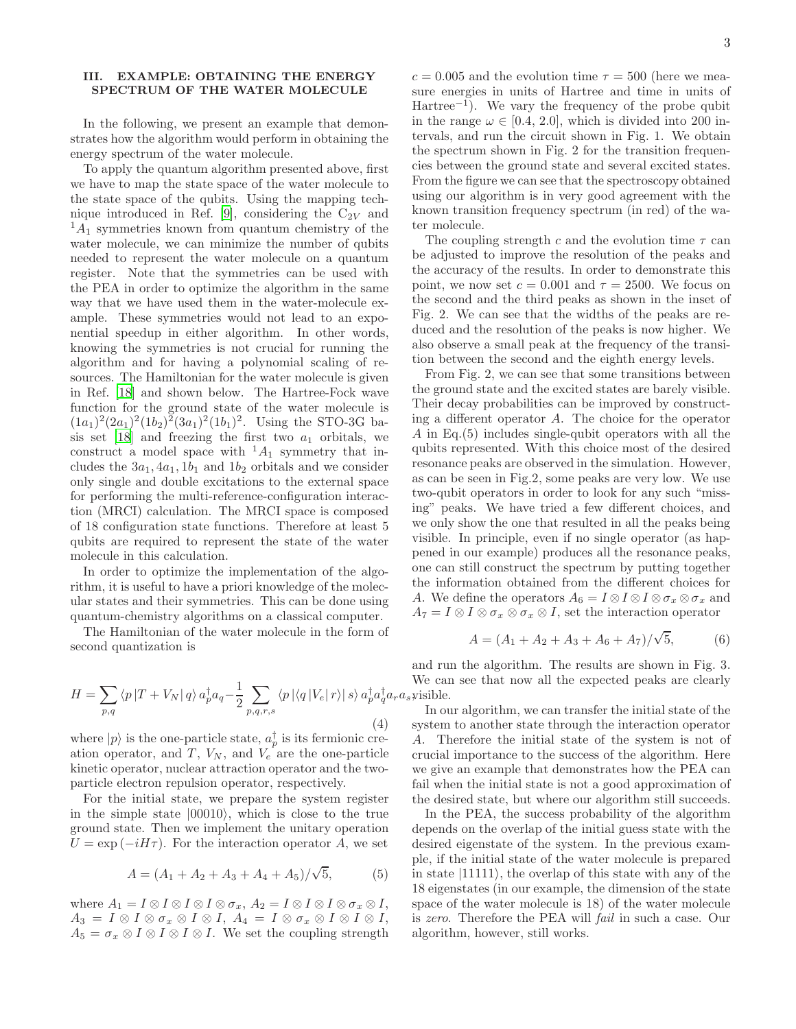## III. EXAMPLE: OBTAINING THE ENERGY SPECTRUM OF THE WATER MOLECULE

In the following, we present an example that demonstrates how the algorithm would perform in obtaining the energy spectrum of the water molecule.

To apply the quantum algorithm presented above, first we have to map the state space of the water molecule to the state space of the qubits. Using the mapping technique introduced in Ref. [9], considering the $C_{2V}$ and ${}^1A_1$ symmetries known from quantum chemistry of the water molecule, we can minimize the number of qubits needed to represent the water molecule on a quantum register. Note that the symmetries can be used with the PEA in order to optimize the algorithm in the same way that we have used them in the water-molecule example. These symmetries would not lead to an exponential speedup in either algorithm. In other words, knowing the symmetries is not crucial for running the algorithm and for having a polynomial scaling of resources. The Hamiltonian for the water molecule is given in Ref. [18] and shown below. The Hartree-Fock wave function for the ground state of the water molecule is $(1a_1)^2(2a_1)^2(1b_2)^2(3a_1)^2(1b_1)^2$. Using the STO-3G basis set [18] and freezing the first two $a_1$ orbitals, we construct a model space with ${}^1A_1$ symmetry that includes the $3a_1, 4a_1, 1b_1$ and $1b_2$ orbitals and we consider only single and double excitations to the external space for performing the multi-reference-configuration interaction (MRCI) calculation. The MRCI space is composed of 18 configuration state functions. Therefore at least 5 qubits are required to represent the state of the water molecule in this calculation.

In order to optimize the implementation of the algorithm, it is useful to have a priori knowledge of the molecular states and their symmetries. This can be done using quantum-chemistry algorithms on a classical computer.

The Hamiltonian of the water molecule in the form of second quantization is

$$
H = \sum_{p,q} \langle p \,| T + V_N |\, q \rangle \, a_p^\dagger a_q - \frac{1}{2} \sum_{p,q,r,s} \langle p \,| \langle q \,| V_e |\, r \rangle |\, s \rangle \, a_p^\dagger a_q^\dagger a_r a_s, \tag{4}
$$

where $|p\rangle$ is the one-particle state, $a_p^\dagger$ is its fermionic creation operator, and $T$, $V_N$, and $V_e$ are the one-particle kinetic operator, nuclear attraction operator and the two-particle electron repulsion operator, respectively.

For the initial state, we prepare the system register in the simple state $|00010\rangle$, which is close to the true ground state. Then we implement the unitary operation $U = \exp(-iH\tau)$. For the interaction operator $A$, we set

$$
A = (A_1 + A_2 + A_3 + A_4 + A_5)/\sqrt{5}, \tag{5}
$$

where $A_1 = I \otimes I \otimes I \otimes I \otimes \sigma_x$, $A_2 = I \otimes I \otimes I \otimes \sigma_x \otimes I$, $A_3 = I \otimes I \otimes \sigma_x \otimes I \otimes I$, $A_4 = I \otimes \sigma_x \otimes I \otimes I \otimes I$, $A_5 = \sigma_x \otimes I \otimes I \otimes I \otimes I$. We set the coupling strength $c = 0.005$ and the evolution time $\tau = 500$ (here we measure energies in units of Hartree and time in units of Hartree$^{-1}$). We vary the frequency of the probe qubit in the range $\omega \in [0.4, 2.0]$, which is divided into 200 intervals, and run the circuit shown in Fig. 1. We obtain the spectrum shown in Fig. 2 for the transition frequencies between the ground state and several excited states. From the figure we can see that the spectroscopy obtained using our algorithm is in very good agreement with the known transition frequency spectrum (in red) of the water molecule.

The coupling strength $c$ and the evolution time $\tau$ can be adjusted to improve the resolution of the peaks and the accuracy of the results. In order to demonstrate this point, we now set $c = 0.001$ and $\tau = 2500$. We focus on the second and the third peaks as shown in the inset of Fig. 2. We can see that the widths of the peaks are reduced and the resolution of the peaks is now higher. We also observe a small peak at the frequency of the transition between the second and the eighth energy levels.

From Fig. 2, we can see that some transitions between the ground state and the excited states are barely visible. Their decay probabilities can be improved by constructing a different operator $A$. The choice for the operator $A$ in Eq.(5) includes single-qubit operators with all the qubits represented. With this choice most of the desired resonance peaks are observed in the simulation. However, as can be seen in Fig.2, some peaks are very low. We use two-qubit operators in order to look for any such "missing" peaks. We have tried a few different choices, and we only show the one that resulted in all the peaks being visible. In principle, even if no single operator (as happened in our example) produces all the resonance peaks, one can still construct the spectrum by putting together the information obtained from the different choices for $A$. We define the operators $A_6 = I \otimes I \otimes I \otimes \sigma_x \otimes \sigma_x$ and $A_7 = I \otimes I \otimes \sigma_x \otimes \sigma_x \otimes I$, set the interaction operator

$$
A = (A_1 + A_2 + A_3 + A_6 + A_7)/\sqrt{5}, \tag{6}
$$

and run the algorithm. The results are shown in Fig. 3. We can see that now all the expected peaks are clearly visible.

In our algorithm, we can transfer the initial state of the system to another state through the interaction operator $A$. Therefore the initial state of the system is not of crucial importance to the success of the algorithm. Here we give an example that demonstrates how the PEA can fail when the initial state is not a good approximation of the desired state, but where our algorithm still succeeds.

In the PEA, the success probability of the algorithm depends on the overlap of the initial guess state with the desired eigenstate of the system. In the previous example, if the initial state of the water molecule is prepared in state $|11111\rangle$, the overlap of this state with any of the 18 eigenstates (in our example, the dimension of the state space of the water molecule is 18) of the water molecule is *zero*. Therefore the PEA will *fail* in such a case. Our algorithm, however, still works.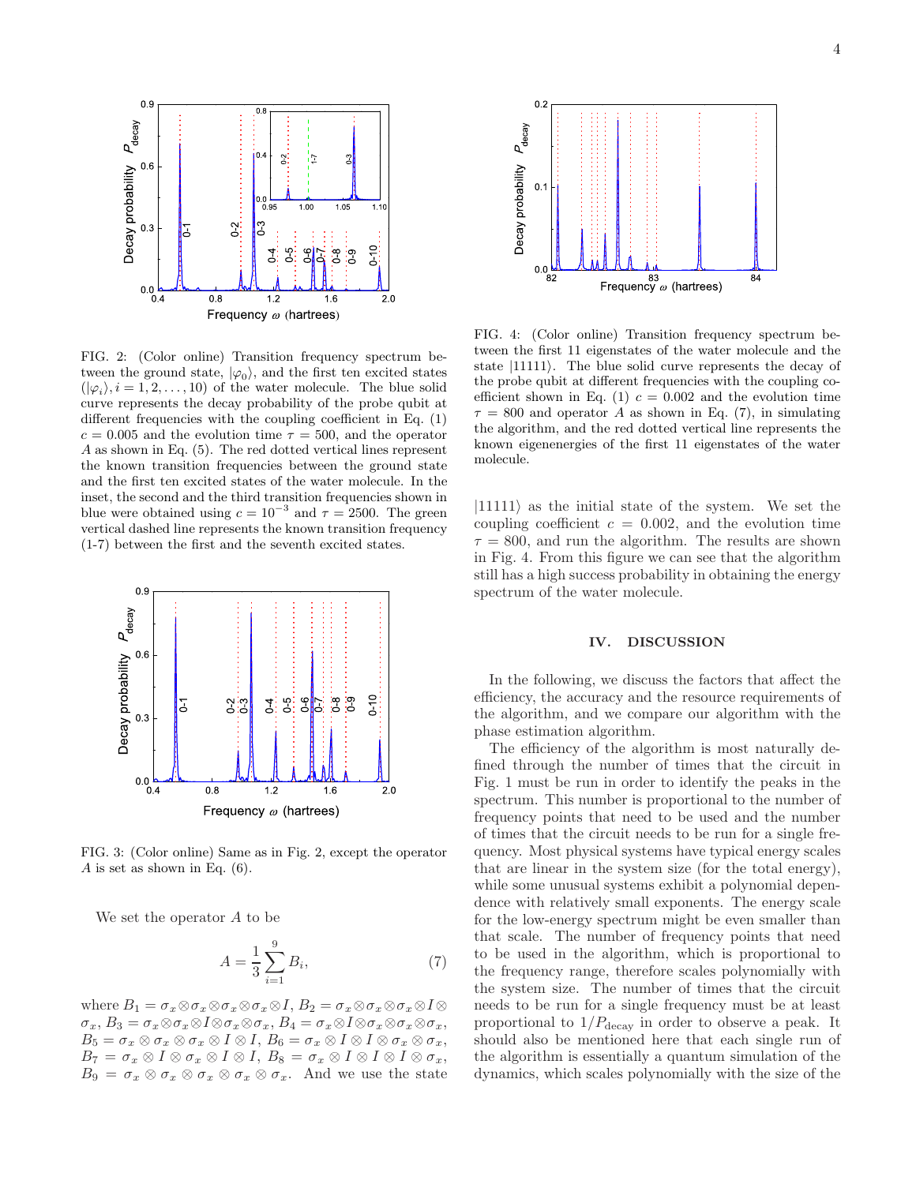FIG. 2: (Color online) Transition frequency spectrum between the ground state, $|\varphi_0\rangle$, and the first ten excited states ($|\varphi_i\rangle, i = 1, 2, \ldots, 10$) of the water molecule. The blue solid curve represents the decay probability of the probe qubit at different frequencies with the coupling coefficient in Eq. (1) $c = 0.005$ and the evolution time $\tau = 500$, and the operator $A$ as shown in Eq. (5). The red dotted vertical lines represent the known transition frequencies between the ground state and the first ten excited states of the water molecule. In the inset, the second and the third transition frequencies shown in blue were obtained using $c = 10^{-3}$ and $\tau = 2500$. The green vertical dashed line represents the known transition frequency (1-7) between the first and the seventh excited states.

FIG. 3: (Color online) Same as in Fig. 2, except the operator $A$ is set as shown in Eq. (6).

We set the operator $A$ to be

$$A = \frac{1}{3}\sum_{i=1}^{9} B_i, \tag{7}$$

where $B_1 = \sigma_x\otimes\sigma_x\otimes\sigma_x\otimes\sigma_x\otimes I$, $B_2 = \sigma_x\otimes\sigma_x\otimes\sigma_x\otimes I\otimes\sigma_x$, $B_3 = \sigma_x\otimes\sigma_x\otimes I\otimes\sigma_x\otimes\sigma_x$, $B_4 = \sigma_x\otimes I\otimes\sigma_x\otimes\sigma_x\otimes\sigma_x$, $B_5 = \sigma_x\otimes\sigma_x\otimes\sigma_x\otimes I\otimes I$, $B_6 = \sigma_x\otimes I\otimes I\otimes\sigma_x\otimes\sigma_x$, $B_7 = \sigma_x\otimes I\otimes\sigma_x\otimes I\otimes I$, $B_8 = \sigma_x\otimes I\otimes I\otimes I\otimes\sigma_x$, $B_9 = \sigma_x\otimes\sigma_x\otimes\sigma_x\otimes\sigma_x\otimes\sigma_x$. And we use the state $|11111\rangle$ as the initial state of the system. We set the coupling coefficient $c = 0.002$, and the evolution time $\tau = 800$, and run the algorithm. The results are shown in Fig. 4. From this figure we can see that the algorithm still has a high success probability in obtaining the energy spectrum of the water molecule.

FIG. 4: (Color online) Transition frequency spectrum between the first 11 eigenstates of the water molecule and the state $|11111\rangle$. The blue solid curve represents the decay of the probe qubit at different frequencies with the coupling coefficient shown in Eq. (1) $c = 0.002$ and the evolution time $\tau = 800$ and operator $A$ as shown in Eq. (7), in simulating the algorithm, and the red dotted vertical line represents the known eigenenergies of the first 11 eigenstates of the water molecule.

## IV. DISCUSSION

In the following, we discuss the factors that affect the efficiency, the accuracy and the resource requirements of the algorithm, and we compare our algorithm with the phase estimation algorithm.

The efficiency of the algorithm is most naturally defined through the number of times that the circuit in Fig. 1 must be run in order to identify the peaks in the spectrum. This number is proportional to the number of frequency points that need to be used and the number of times that the circuit needs to be run for a single frequency. Most physical systems have typical energy scales that are linear in the system size (for the total energy), while some unusual systems exhibit a polynomial dependence with relatively small exponents. The energy scale for the low-energy spectrum might be even smaller than that scale. The number of frequency points that need to be used in the algorithm, which is proportional to the frequency range, therefore scales polynomially with the system size. The number of times that the circuit needs to be run for a single frequency must be at least proportional to $1/P_{\rm decay}$ in order to observe a peak. It should also be mentioned here that each single run of the algorithm is essentially a quantum simulation of the dynamics, which scales polynomially with the size of the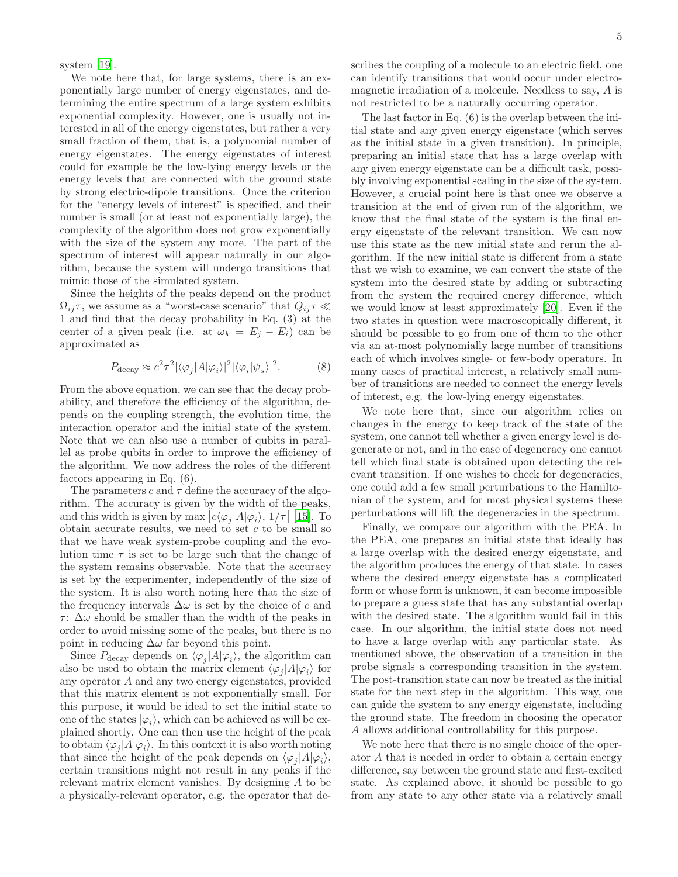system [19].

We note here that, for large systems, there is an exponentially large number of energy eigenstates, and determining the entire spectrum of a large system exhibits exponential complexity. However, one is usually not interested in all of the energy eigenstates, but rather a very small fraction of them, that is, a polynomial number of energy eigenstates. The energy eigenstates of interest could for example be the low-lying energy levels or the energy levels that are connected with the ground state by strong electric-dipole transitions. Once the criterion for the "energy levels of interest" is specified, and their number is small (or at least not exponentially large), the complexity of the algorithm does not grow exponentially with the size of the system any more. The part of the spectrum of interest will appear naturally in our algorithm, because the system will undergo transitions that mimic those of the simulated system.

Since the heights of the peaks depend on the product $\Omega_{ij}\tau$, we assume as a "worst-case scenario" that $Q_{ij}\tau \ll 1$ and find that the decay probability in Eq. (3) at the center of a given peak (i.e. at $\omega_k = E_j - E_i$) can be approximated as

$$P_{\text{decay}} \approx c^2\tau^2 |\langle\varphi_j|A|\varphi_i\rangle|^2 |\langle\varphi_i|\psi_s\rangle|^2. \quad (8)$$

From the above equation, we can see that the decay probability, and therefore the efficiency of the algorithm, depends on the coupling strength, the evolution time, the interaction operator and the initial state of the system. Note that we can also use a number of qubits in parallel as probe qubits in order to improve the efficiency of the algorithm. We now address the roles of the different factors appearing in Eq. (6).

The parameters $c$ and $\tau$ define the accuracy of the algorithm. The accuracy is given by the width of the peaks, and this width is given by $\max\left[c\langle\varphi_j|A|\varphi_i\rangle,\, 1/\tau\right]$ [15]. To obtain accurate results, we need to set $c$ to be small so that we have weak system-probe coupling and the evolution time $\tau$ is set to be large such that the change of the system remains observable. Note that the accuracy is set by the experimenter, independently of the size of the system. It is also worth noting here that the size of the frequency intervals $\Delta\omega$ is set by the choice of $c$ and $\tau$: $\Delta\omega$ should be smaller than the width of the peaks in order to avoid missing some of the peaks, but there is no point in reducing $\Delta\omega$ far beyond this point.

Since $P_{\text{decay}}$ depends on $\langle\varphi_j|A|\varphi_i\rangle$, the algorithm can also be used to obtain the matrix element $\langle\varphi_j|A|\varphi_i\rangle$ for any operator $A$ and any two energy eigenstates, provided that this matrix element is not exponentially small. For this purpose, it would be ideal to set the initial state to one of the states $|\varphi_i\rangle$, which can be achieved as will be explained shortly. One can then use the height of the peak to obtain $\langle\varphi_j|A|\varphi_i\rangle$. In this context it is also worth noting that since the height of the peak depends on $\langle\varphi_j|A|\varphi_i\rangle$, certain transitions might not result in any peaks if the relevant matrix element vanishes. By designing $A$ to be a physically-relevant operator, e.g. the operator that describes the coupling of a molecule to an electric field, one can identify transitions that would occur under electromagnetic irradiation of a molecule. Needless to say, $A$ is not restricted to be a naturally occurring operator.

The last factor in Eq. (6) is the overlap between the initial state and any given energy eigenstate (which serves as the initial state in a given transition). In principle, preparing an initial state that has a large overlap with any given energy eigenstate can be a difficult task, possibly involving exponential scaling in the size of the system. However, a crucial point here is that once we observe a transition at the end of given run of the algorithm, we know that the final state of the system is the final energy eigenstate of the relevant transition. We can now use this state as the new initial state and rerun the algorithm. If the new initial state is different from a state that we wish to examine, we can convert the state of the system into the desired state by adding or subtracting from the system the required energy difference, which we would know at least approximately [20]. Even if the two states in question were macroscopically different, it should be possible to go from one of them to the other via an at-most polynomially large number of transitions each of which involves single- or few-body operators. In many cases of practical interest, a relatively small number of transitions are needed to connect the energy levels of interest, e.g. the low-lying energy eigenstates.

We note here that, since our algorithm relies on changes in the energy to keep track of the state of the system, one cannot tell whether a given energy level is degenerate or not, and in the case of degeneracy one cannot tell which final state is obtained upon detecting the relevant transition. If one wishes to check for degeneracies, one could add a few small perturbations to the Hamiltonian of the system, and for most physical systems these perturbations will lift the degeneracies in the spectrum.

Finally, we compare our algorithm with the PEA. In the PEA, one prepares an initial state that ideally has a large overlap with the desired energy eigenstate, and the algorithm produces the energy of that state. In cases where the desired energy eigenstate has a complicated form or whose form is unknown, it can become impossible to prepare a guess state that has any substantial overlap with the desired state. The algorithm would fail in this case. In our algorithm, the initial state does not need to have a large overlap with any particular state. As mentioned above, the observation of a transition in the probe signals a corresponding transition in the system. The post-transition state can now be treated as the initial state for the next step in the algorithm. This way, one can guide the system to any energy eigenstate, including the ground state. The freedom in choosing the operator $A$ allows additional controllability for this purpose.

We note here that there is no single choice of the operator $A$ that is needed in order to obtain a certain energy difference, say between the ground state and first-excited state. As explained above, it should be possible to go from any state to any other state via a relatively small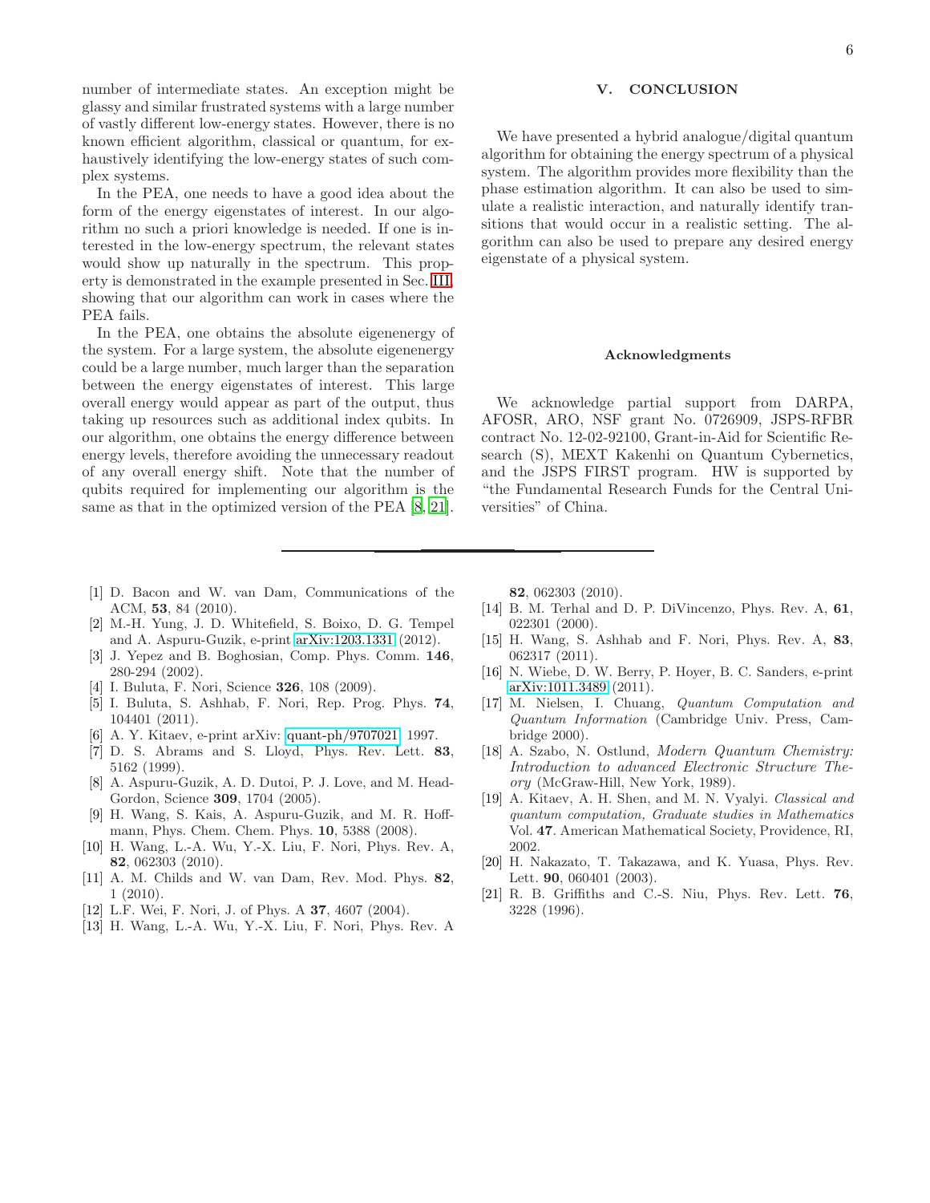number of intermediate states. An exception might be glassy and similar frustrated systems with a large number of vastly different low-energy states. However, there is no known efficient algorithm, classical or quantum, for exhaustively identifying the low-energy states of such complex systems.

In the PEA, one needs to have a good idea about the form of the energy eigenstates of interest. In our algorithm no such a priori knowledge is needed. If one is interested in the low-energy spectrum, the relevant states would show up naturally in the spectrum. This property is demonstrated in the example presented in Sec. III, showing that our algorithm can work in cases where the PEA fails.

In the PEA, one obtains the absolute eigenenergy of the system. For a large system, the absolute eigenenergy could be a large number, much larger than the separation between the energy eigenstates of interest. This large overall energy would appear as part of the output, thus taking up resources such as additional index qubits. In our algorithm, one obtains the energy difference between energy levels, therefore avoiding the unnecessary readout of any overall energy shift. Note that the number of qubits required for implementing our algorithm is the same as that in the optimized version of the PEA [8, 21].

## V. CONCLUSION

We have presented a hybrid analogue/digital quantum algorithm for obtaining the energy spectrum of a physical system. The algorithm provides more flexibility than the phase estimation algorithm. It can also be used to simulate a realistic interaction, and naturally identify transitions that would occur in a realistic setting. The algorithm can also be used to prepare any desired energy eigenstate of a physical system.

### Acknowledgments

We acknowledge partial support from DARPA, AFOSR, ARO, NSF grant No. 0726909, JSPS-RFBR contract No. 12-02-92100, Grant-in-Aid for Scientific Research (S), MEXT Kakenhi on Quantum Cybernetics, and the JSPS FIRST program. HW is supported by "the Fundamental Research Funds for the Central Universities" of China.

---

[1] D. Bacon and W. van Dam, Communications of the ACM, **53**, 84 (2010).

[2] M.-H. Yung, J. D. Whitefield, S. Boixo, D. G. Tempel and A. Aspuru-Guzik, e-print arXiv:1203.1331 (2012).

[3] J. Yepez and B. Boghosian, Comp. Phys. Comm. **146**, 280-294 (2002).

[4] I. Buluta, F. Nori, Science **326**, 108 (2009).

[5] I. Buluta, S. Ashhab, F. Nori, Rep. Prog. Phys. **74**, 104401 (2011).

[6] A. Y. Kitaev, e-print arXiv: quant-ph/9707021, 1997.

[7] D. S. Abrams and S. Lloyd, Phys. Rev. Lett. **83**, 5162 (1999).

[8] A. Aspuru-Guzik, A. D. Dutoi, P. J. Love, and M. Head-Gordon, Science **309**, 1704 (2005).

[9] H. Wang, S. Kais, A. Aspuru-Guzik, and M. R. Hoffmann, Phys. Chem. Chem. Phys. **10**, 5388 (2008).

[10] H. Wang, L.-A. Wu, Y.-X. Liu, F. Nori, Phys. Rev. A, **82**, 062303 (2010).

[11] A. M. Childs and W. van Dam, Rev. Mod. Phys. **82**, 1 (2010).

[12] L.F. Wei, F. Nori, J. of Phys. A **37**, 4607 (2004).

[13] H. Wang, L.-A. Wu, Y.-X. Liu, F. Nori, Phys. Rev. A **82**, 062303 (2010).

[14] B. M. Terhal and D. P. DiVincenzo, Phys. Rev. A, **61**, 022301 (2000).

[15] H. Wang, S. Ashhab and F. Nori, Phys. Rev. A, **83**, 062317 (2011).

[16] N. Wiebe, D. W. Berry, P. Hoyer, B. C. Sanders, e-print arXiv:1011.3489 (2011).

[17] M. Nielsen, I. Chuang, *Quantum Computation and Quantum Information* (Cambridge Univ. Press, Cambridge 2000).

[18] A. Szabo, N. Ostlund, *Modern Quantum Chemistry: Introduction to advanced Electronic Structure Theory* (McGraw-Hill, New York, 1989).

[19] A. Kitaev, A. H. Shen, and M. N. Vyalyi. *Classical and quantum computation, Graduate studies in Mathematics* Vol. **47**. American Mathematical Society, Providence, RI, 2002.

[20] H. Nakazato, T. Takazawa, and K. Yuasa, Phys. Rev. Lett. **90**, 060401 (2003).

[21] R. B. Griffiths and C.-S. Niu, Phys. Rev. Lett. **76**, 3228 (1996).